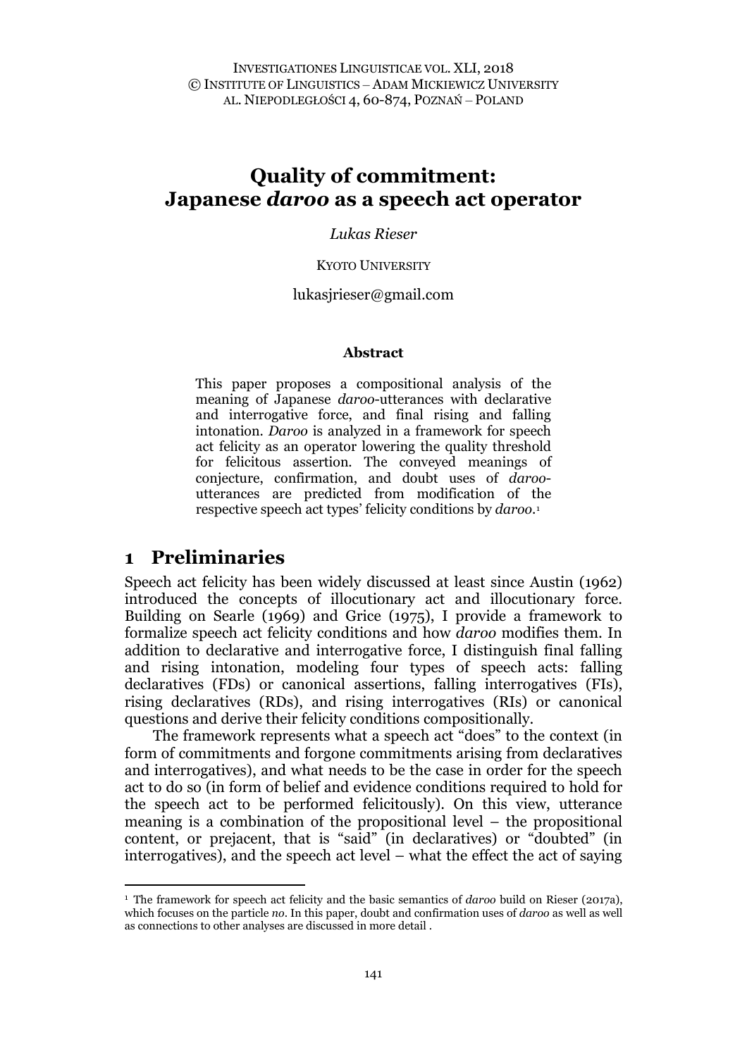# Quality of commitment: Japanese *daroo* as a speech act operator

*Lukas Rieser*

KYOTO UNIVERSITY

lukasjrieser@gmail.com

#### Abstract

This paper proposes a compositional analysis of the meaning of Japanese *daroo*-utterances with declarative and interrogative force, and final rising and falling intonation. *Daroo* is analyzed in a framework for speech act felicity as an operator lowering the quality threshold for felicitous assertion. The conveyed meanings of conjecture, confirmation, and doubt uses of *daroo*-utterances are predicted from modification of the respective speech act types' felicity conditions by *daroo*.[1]

## 1 Preliminaries

Speech act felicity has been widely discussed at least since Austin (1962) introduced the concepts of illocutionary act and illocutionary force. Building on Searle (1969) and Grice (1975), I provide a framework to formalize speech act felicity conditions and how *daroo* modifies them. In addition to declarative and interrogative force, I distinguish final falling and rising intonation, modeling four types of speech acts: falling declaratives (FDs) or canonical assertions, falling interrogatives (FIs), rising declaratives (RDs), and rising interrogatives (RIs) or canonical questions and derive their felicity conditions compositionally.

The framework represents what a speech act "does" to the context (in form of commitments and forgone commitments arising from declaratives and interrogatives), and what needs to be the case in order for the speech act to do so (in form of belief and evidence conditions required to hold for the speech act to be performed felicitously). On this view, utterance meaning is a combination of the propositional level – the propositional content, or prejacent, that is "said" (in declaratives) or "doubted" (in interrogatives), and the speech act level – what the effect the act of saying

[1] The framework for speech act felicity and the basic semantics of *daroo* build on Rieser (2017a), which focuses on the particle *no*. In this paper, doubt and confirmation uses of *daroo* as well as well as connections to other analyses are discussed in more detail .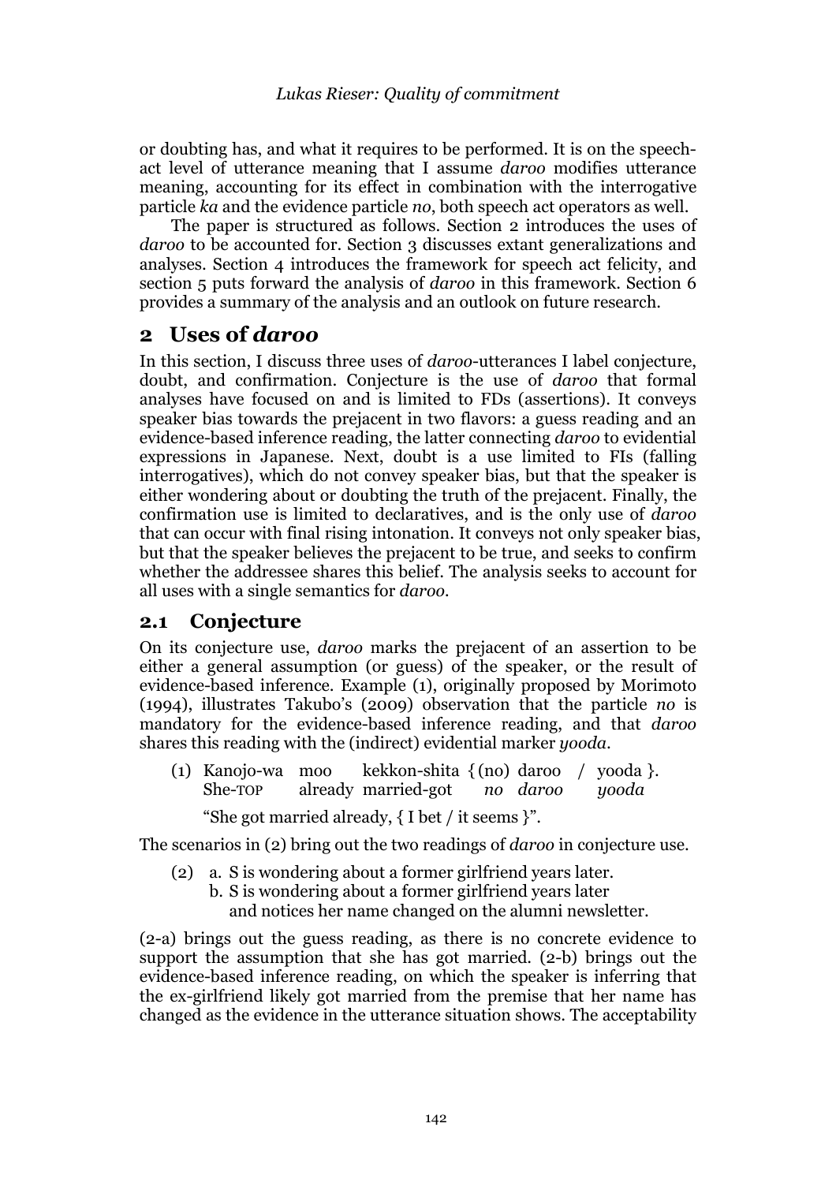or doubting has, and what it requires to be performed. It is on the speech-act level of utterance meaning that I assume *daroo* modifies utterance meaning, accounting for its effect in combination with the interrogative particle *ka* and the evidence particle *no*, both speech act operators as well.

The paper is structured as follows. Section 2 introduces the uses of *daroo* to be accounted for. Section 3 discusses extant generalizations and analyses. Section 4 introduces the framework for speech act felicity, and section 5 puts forward the analysis of *daroo* in this framework. Section 6 provides a summary of the analysis and an outlook on future research.

## 2 Uses of *daroo*

In this section, I discuss three uses of *daroo*-utterances I label conjecture, doubt, and confirmation. Conjecture is the use of *daroo* that formal analyses have focused on and is limited to FDs (assertions). It conveys speaker bias towards the prejacent in two flavors: a guess reading and an evidence-based inference reading, the latter connecting *daroo* to evidential expressions in Japanese. Next, doubt is a use limited to FIs (falling interrogatives), which do not convey speaker bias, but that the speaker is either wondering about or doubting the truth of the prejacent. Finally, the confirmation use is limited to declaratives, and is the only use of *daroo* that can occur with final rising intonation. It conveys not only speaker bias, but that the speaker believes the prejacent to be true, and seeks to confirm whether the addressee shares this belief. The analysis seeks to account for all uses with a single semantics for *daroo*.

### 2.1 Conjecture

On its conjecture use, *daroo* marks the prejacent of an assertion to be either a general assumption (or guess) of the speaker, or the result of evidence-based inference. Example (1), originally proposed by Morimoto (1994), illustrates Takubo's (2009) observation that the particle *no* is mandatory for the evidence-based inference reading, and that *daroo* shares this reading with the (indirect) evidential marker *yooda*.

(1) Kanojo-wa moo kekkon-shita { (no) daroo / yooda }.
    She-TOP already married-got *no daroo* *yooda*

    "She got married already, { I bet / it seems }".

The scenarios in (2) bring out the two readings of *daroo* in conjecture use.

(2) a. S is wondering about a former girlfriend years later.
    b. S is wondering about a former girlfriend years later and notices her name changed on the alumni newsletter.

(2-a) brings out the guess reading, as there is no concrete evidence to support the assumption that she has got married. (2-b) brings out the evidence-based inference reading, on which the speaker is inferring that the ex-girlfriend likely got married from the premise that her name has changed as the evidence in the utterance situation shows. The acceptability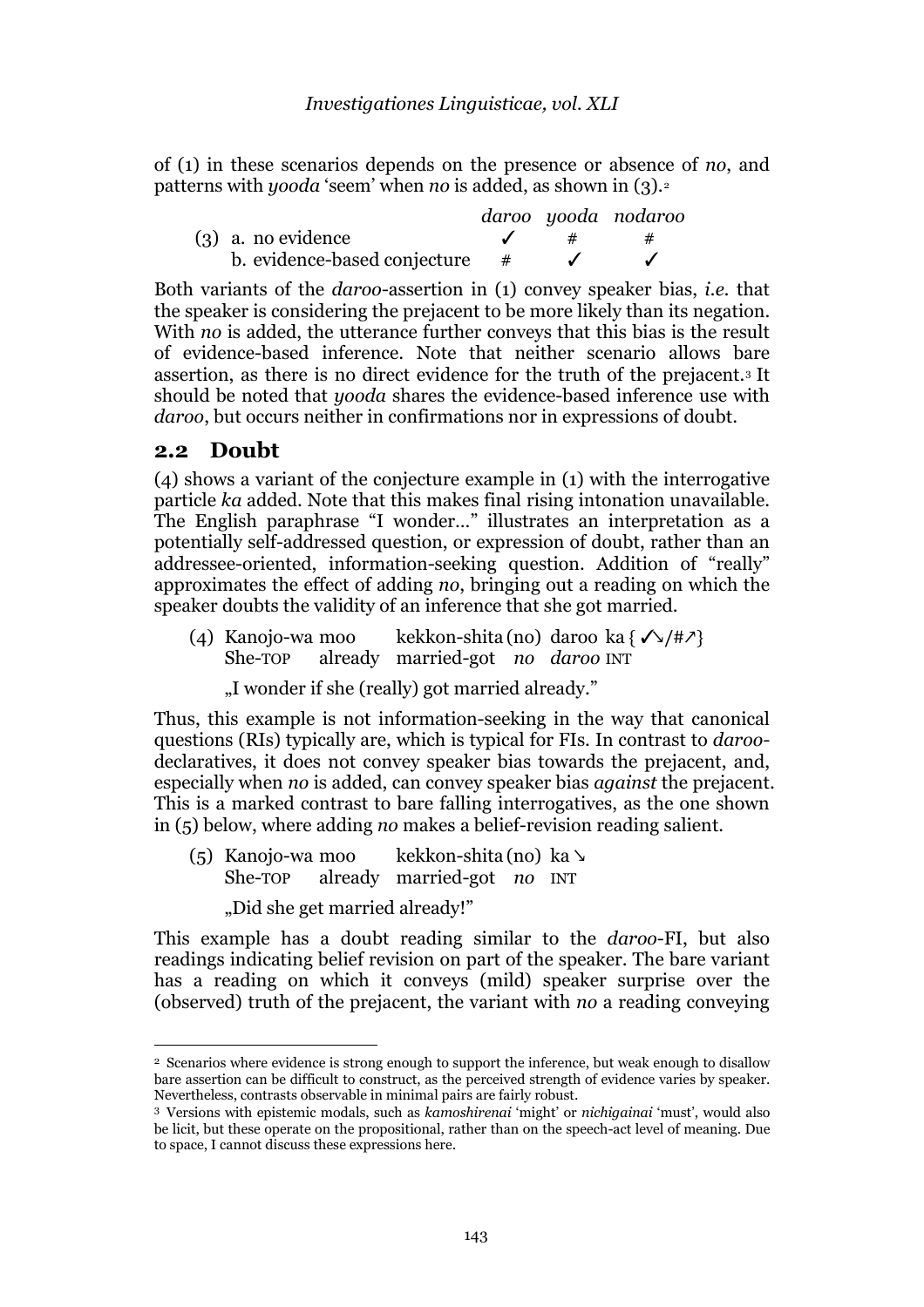of (1) in these scenarios depends on the presence or absence of *no*, and patterns with *yooda* 'seem' when *no* is added, as shown in (3).[2]

|  | *daroo* | *yooda* | *nodaroo* |
|---|---|---|---|
| (3) a. no evidence | ✓ | # | # |
| b. evidence-based conjecture | # | ✓ | ✓ |

Both variants of the *daroo*-assertion in (1) convey speaker bias, *i.e.* that the speaker is considering the prejacent to be more likely than its negation. With *no* is added, the utterance further conveys that this bias is the result of evidence-based inference. Note that neither scenario allows bare assertion, as there is no direct evidence for the truth of the prejacent.[3] It should be noted that *yooda* shares the evidence-based inference use with *daroo*, but occurs neither in confirmations nor in expressions of doubt.

## 2.2 Doubt

(4) shows a variant of the conjecture example in (1) with the interrogative particle *ka* added. Note that this makes final rising intonation unavailable. The English paraphrase "I wonder…" illustrates an interpretation as a potentially self-addressed question, or expression of doubt, rather than an addressee-oriented, information-seeking question. Addition of "really" approximates the effect of adding *no*, bringing out a reading on which the speaker doubts the validity of an inference that she got married.

(4) Kanojo-wa moo kekkon-shita (no) daroo ka { ✓↘/#↗}
She-TOP already married-got *no* *daroo* INT

„I wonder if she (really) got married already."

Thus, this example is not information-seeking in the way that canonical questions (RIs) typically are, which is typical for FIs. In contrast to *daroo*-declaratives, it does not convey speaker bias towards the prejacent, and, especially when *no* is added, can convey speaker bias *against* the prejacent. This is a marked contrast to bare falling interrogatives, as the one shown in (5) below, where adding *no* makes a belief-revision reading salient.

(5) Kanojo-wa moo kekkon-shita (no) ka ↘
She-TOP already married-got *no* INT

„Did she get married already!"

This example has a doubt reading similar to the *daroo*-FI, but also readings indicating belief revision on part of the speaker. The bare variant has a reading on which it conveys (mild) speaker surprise over the (observed) truth of the prejacent, the variant with *no* a reading conveying

---

[2] Scenarios where evidence is strong enough to support the inference, but weak enough to disallow bare assertion can be difficult to construct, as the perceived strength of evidence varies by speaker. Nevertheless, contrasts observable in minimal pairs are fairly robust.

[3] Versions with epistemic modals, such as *kamoshirenai* 'might' or *nichigainai* 'must', would also be licit, but these operate on the propositional, rather than on the speech-act level of meaning. Due to space, I cannot discuss these expressions here.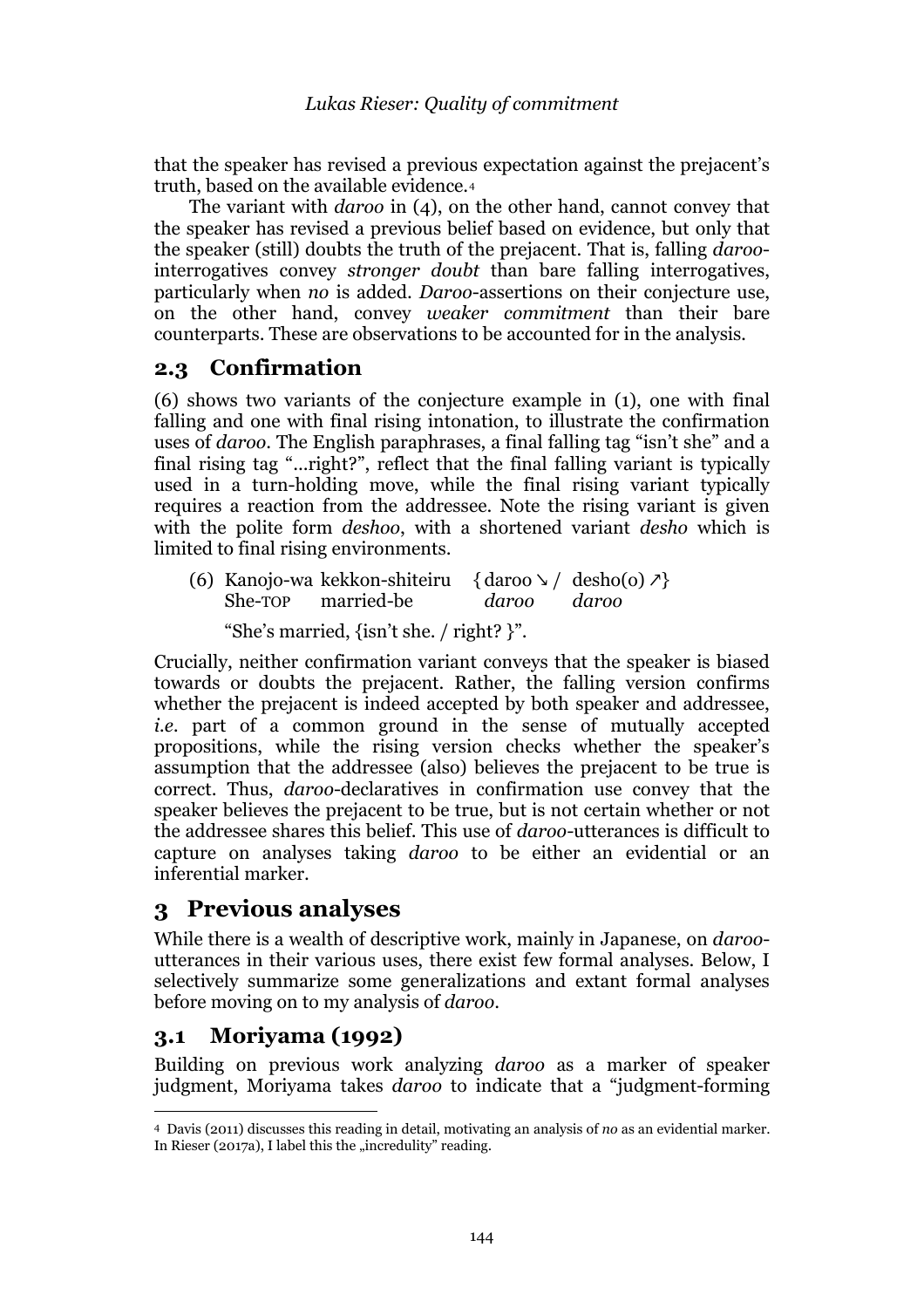that the speaker has revised a previous expectation against the prejacent's truth, based on the available evidence.[4]

The variant with *daroo* in (4), on the other hand, cannot convey that the speaker has revised a previous belief based on evidence, but only that the speaker (still) doubts the truth of the prejacent. That is, falling *daroo*-interrogatives convey *stronger doubt* than bare falling interrogatives, particularly when *no* is added. *Daroo*-assertions on their conjecture use, on the other hand, convey *weaker commitment* than their bare counterparts. These are observations to be accounted for in the analysis.

## 2.3 Confirmation

(6) shows two variants of the conjecture example in (1), one with final falling and one with final rising intonation, to illustrate the confirmation uses of *daroo*. The English paraphrases, a final falling tag "isn't she" and a final rising tag "...right?", reflect that the final falling variant is typically used in a turn-holding move, while the final rising variant typically requires a reaction from the addressee. Note the rising variant is given with the polite form *deshoo*, with a shortened variant *desho* which is limited to final rising environments.

(6) Kanojo-wa kekkon-shiteiru { daroo ↘ / desho(o) ↗}
She-TOP married-be *daroo* *daroo*

"She's married, {isn't she. / right? }".

Crucially, neither confirmation variant conveys that the speaker is biased towards or doubts the prejacent. Rather, the falling version confirms whether the prejacent is indeed accepted by both speaker and addressee, *i.e.* part of a common ground in the sense of mutually accepted propositions, while the rising version checks whether the speaker's assumption that the addressee (also) believes the prejacent to be true is correct. Thus, *daroo*-declaratives in confirmation use convey that the speaker believes the prejacent to be true, but is not certain whether or not the addressee shares this belief. This use of *daroo*-utterances is difficult to capture on analyses taking *daroo* to be either an evidential or an inferential marker.

# 3 Previous analyses

While there is a wealth of descriptive work, mainly in Japanese, on *daroo*-utterances in their various uses, there exist few formal analyses. Below, I selectively summarize some generalizations and extant formal analyses before moving on to my analysis of *daroo*.

## 3.1 Moriyama (1992)

Building on previous work analyzing *daroo* as a marker of speaker judgment, Moriyama takes *daroo* to indicate that a "judgment-forming

---

[4] Davis (2011) discusses this reading in detail, motivating an analysis of *no* as an evidential marker. In Rieser (2017a), I label this the „incredulity" reading.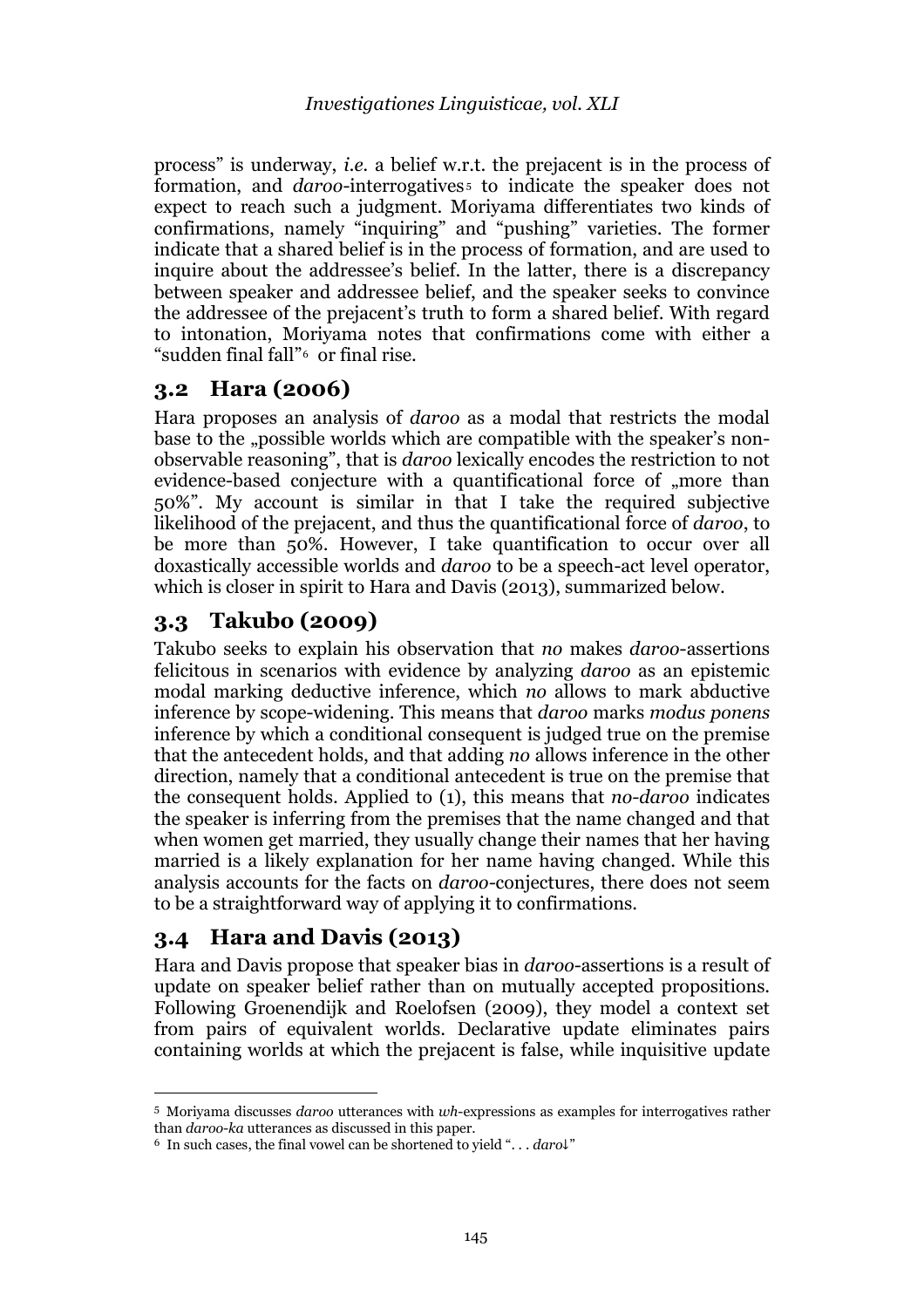process" is underway, *i.e.* a belief w.r.t. the prejacent is in the process of formation, and *daroo*-interrogatives[5] to indicate the speaker does not expect to reach such a judgment. Moriyama differentiates two kinds of confirmations, namely "inquiring" and "pushing" varieties. The former indicate that a shared belief is in the process of formation, and are used to inquire about the addressee's belief. In the latter, there is a discrepancy between speaker and addressee belief, and the speaker seeks to convince the addressee of the prejacent's truth to form a shared belief. With regard to intonation, Moriyama notes that confirmations come with either a "sudden final fall"[6] or final rise.

## 3.2 Hara (2006)

Hara proposes an analysis of *daroo* as a modal that restricts the modal base to the „possible worlds which are compatible with the speaker's non-observable reasoning", that is *daroo* lexically encodes the restriction to not evidence-based conjecture with a quantificational force of „more than 50%". My account is similar in that I take the required subjective likelihood of the prejacent, and thus the quantificational force of *daroo*, to be more than 50%. However, I take quantification to occur over all doxastically accessible worlds and *daroo* to be a speech-act level operator, which is closer in spirit to Hara and Davis (2013), summarized below.

## 3.3 Takubo (2009)

Takubo seeks to explain his observation that *no* makes *daroo*-assertions felicitous in scenarios with evidence by analyzing *daroo* as an epistemic modal marking deductive inference, which *no* allows to mark abductive inference by scope-widening. This means that *daroo* marks *modus ponens* inference by which a conditional consequent is judged true on the premise that the antecedent holds, and that adding *no* allows inference in the other direction, namely that a conditional antecedent is true on the premise that the consequent holds. Applied to (1), this means that *no-daroo* indicates the speaker is inferring from the premises that the name changed and that when women get married, they usually change their names that her having married is a likely explanation for her name having changed. While this analysis accounts for the facts on *daroo*-conjectures, there does not seem to be a straightforward way of applying it to confirmations.

## 3.4 Hara and Davis (2013)

Hara and Davis propose that speaker bias in *daroo*-assertions is a result of update on speaker belief rather than on mutually accepted propositions. Following Groenendijk and Roelofsen (2009), they model a context set from pairs of equivalent worlds. Declarative update eliminates pairs containing worlds at which the prejacent is false, while inquisitive update

---

[5] Moriyama discusses *daroo* utterances with *wh*-expressions as examples for interrogatives rather than *daroo-ka* utterances as discussed in this paper.

[6] In such cases, the final vowel can be shortened to yield ". . . *daro*↓"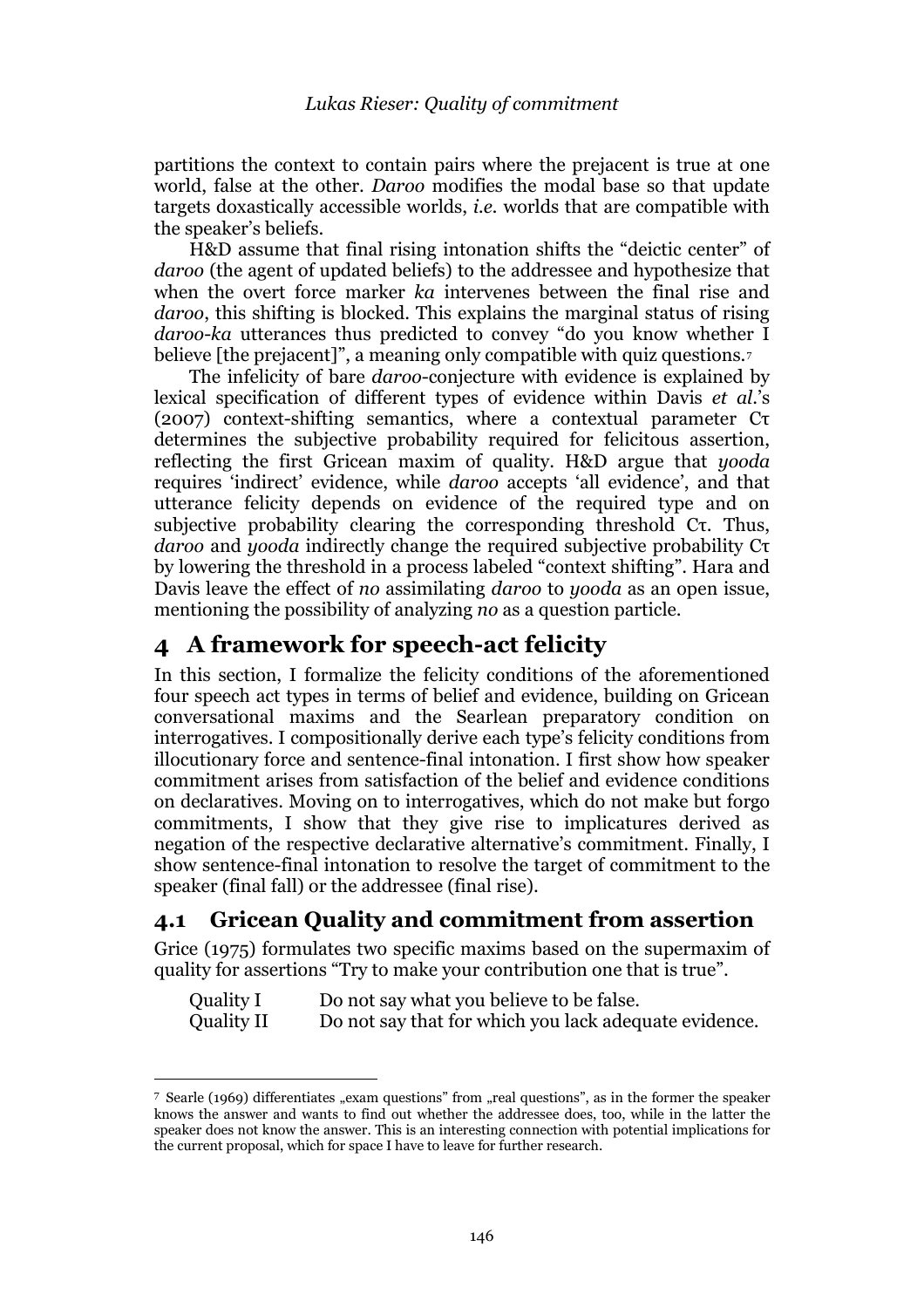partitions the context to contain pairs where the prejacent is true at one world, false at the other. *Daroo* modifies the modal base so that update targets doxastically accessible worlds, *i.e.* worlds that are compatible with the speaker's beliefs.

H&D assume that final rising intonation shifts the "deictic center" of *daroo* (the agent of updated beliefs) to the addressee and hypothesize that when the overt force marker *ka* intervenes between the final rise and *daroo*, this shifting is blocked. This explains the marginal status of rising *daroo-ka* utterances thus predicted to convey "do you know whether I believe [the prejacent]", a meaning only compatible with quiz questions.[7]

The infelicity of bare *daroo*-conjecture with evidence is explained by lexical specification of different types of evidence within Davis *et al.*'s (2007) context-shifting semantics, where a contextual parameter $C\tau$ determines the subjective probability required for felicitous assertion, reflecting the first Gricean maxim of quality. H&D argue that *yooda* requires 'indirect' evidence, while *daroo* accepts 'all evidence', and that utterance felicity depends on evidence of the required type and on subjective probability clearing the corresponding threshold $C\tau$. Thus, *daroo* and *yooda* indirectly change the required subjective probability $C\tau$ by lowering the threshold in a process labeled "context shifting". Hara and Davis leave the effect of *no* assimilating *daroo* to *yooda* as an open issue, mentioning the possibility of analyzing *no* as a question particle.

## 4 A framework for speech-act felicity

In this section, I formalize the felicity conditions of the aforementioned four speech act types in terms of belief and evidence, building on Gricean conversational maxims and the Searlean preparatory condition on interrogatives. I compositionally derive each type's felicity conditions from illocutionary force and sentence-final intonation. I first show how speaker commitment arises from satisfaction of the belief and evidence conditions on declaratives. Moving on to interrogatives, which do not make but forgo commitments, I show that they give rise to implicatures derived as negation of the respective declarative alternative's commitment. Finally, I show sentence-final intonation to resolve the target of commitment to the speaker (final fall) or the addressee (final rise).

### 4.1 Gricean Quality and commitment from assertion

Grice (1975) formulates two specific maxims based on the supermaxim of quality for assertions "Try to make your contribution one that is true".

| | |
|---|---|
| Quality I | Do not say what you believe to be false. |
| Quality II | Do not say that for which you lack adequate evidence. |

---

[7] Searle (1969) differentiates „exam questions" from „real questions", as in the former the speaker knows the answer and wants to find out whether the addressee does, too, while in the latter the speaker does not know the answer. This is an interesting connection with potential implications for the current proposal, which for space I have to leave for further research.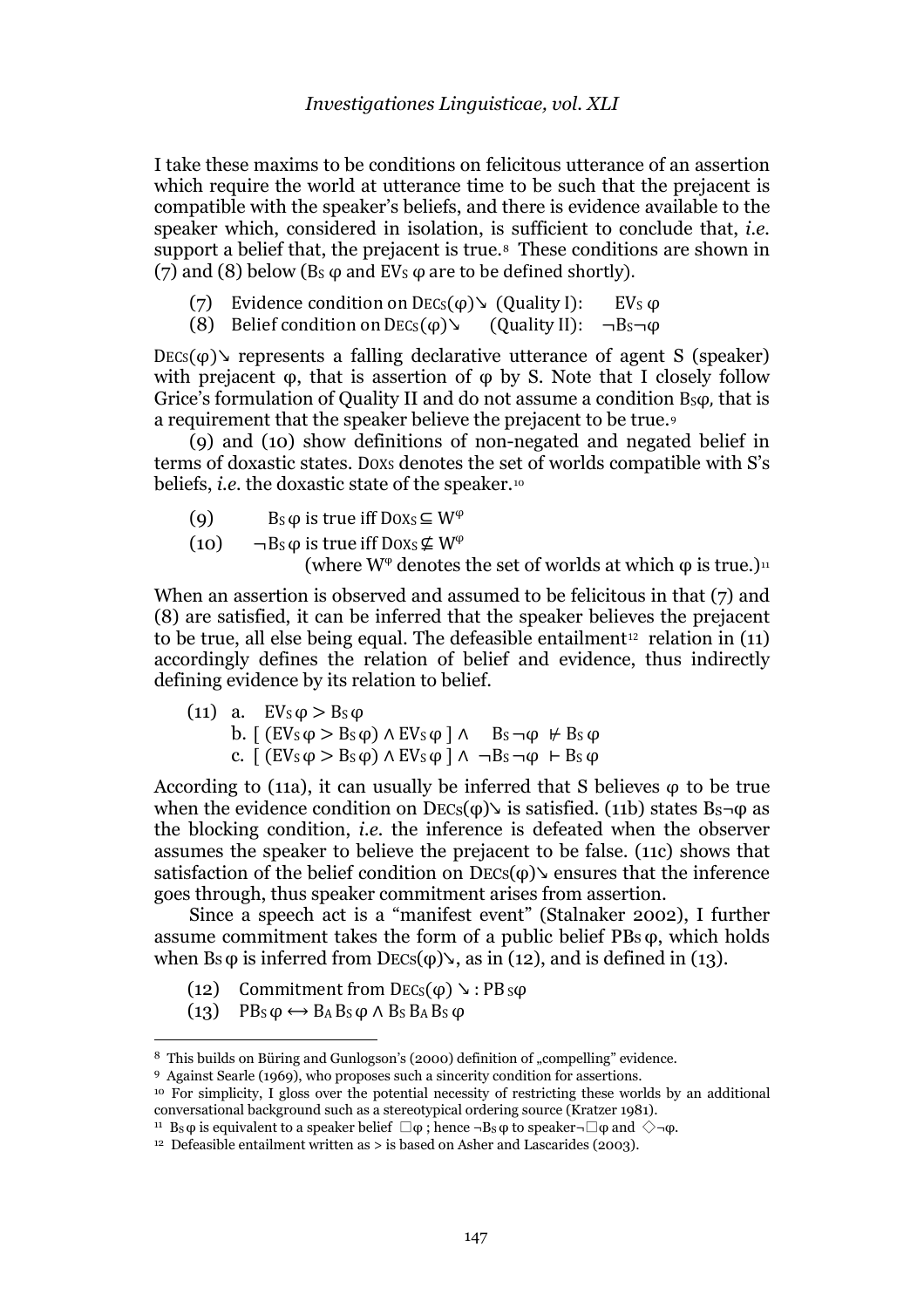I take these maxims to be conditions on felicitous utterance of an assertion which require the world at utterance time to be such that the prejacent is compatible with the speaker's beliefs, and there is evidence available to the speaker which, considered in isolation, is sufficient to conclude that, *i.e.* support a belief that, the prejacent is true.[8] These conditions are shown in (7) and (8) below ($B_S\ \varphi$ and $EV_S\ \varphi$ are to be defined shortly).

(7) Evidence condition on $\text{DEC}_S(\varphi)\searrow$ (Quality I): $\quad EV_S\ \varphi$

(8) Belief condition on $\text{DEC}_S(\varphi)\searrow$ (Quality II): $\quad \neg B_S \neg\varphi$

$\text{DEC}_S(\varphi)\searrow$ represents a falling declarative utterance of agent S (speaker) with prejacent φ, that is assertion of φ by S. Note that I closely follow Grice's formulation of Quality II and do not assume a condition $B_S\varphi$, that is a requirement that the speaker believe the prejacent to be true.[9]

(9) and (10) show definitions of non-negated and negated belief in terms of doxastic states. $\text{DOX}_S$ denotes the set of worlds compatible with S's beliefs, *i.e.* the doxastic state of the speaker.[10]

(9) $B_S\ \varphi$ is true iff $\text{DOX}_S \subseteq W^{\varphi}$

(10) $\neg B_S\ \varphi$ is true iff $\text{DOX}_S \not\subseteq W^{\varphi}$

(where $W^{\varphi}$ denotes the set of worlds at which φ is true.)[11]

When an assertion is observed and assumed to be felicitous in that (7) and (8) are satisfied, it can be inferred that the speaker believes the prejacent to be true, all else being equal. The defeasible entailment[12] relation in (11) accordingly defines the relation of belief and evidence, thus indirectly defining evidence by its relation to belief.

(11) a. $EV_S\ \varphi > B_S\ \varphi$

b. $[\ (EV_S\ \varphi > B_S\ \varphi) \wedge EV_S\ \varphi\ ] \wedge \quad B_S \neg\varphi \ \nvdash B_S\ \varphi$

c. $[\ (EV_S\ \varphi > B_S\ \varphi) \wedge EV_S\ \varphi\ ] \wedge \ \neg B_S \neg\varphi \ \vdash B_S\ \varphi$

According to (11a), it can usually be inferred that S believes φ to be true when the evidence condition on $\text{DEC}_S(\varphi)\searrow$ is satisfied. (11b) states $B_S\neg\varphi$ as the blocking condition, *i.e.* the inference is defeated when the observer assumes the speaker to believe the prejacent to be false. (11c) shows that satisfaction of the belief condition on $\text{DEC}_S(\varphi)\searrow$ ensures that the inference goes through, thus speaker commitment arises from assertion.

Since a speech act is a "manifest event" (Stalnaker 2002), I further assume commitment takes the form of a public belief $PB_S\ \varphi$, which holds when $B_S\ \varphi$ is inferred from $\text{DEC}_S(\varphi)\searrow$, as in (12), and is defined in (13).

(12) Commitment from $\text{DEC}_S(\varphi)\searrow$ : $PB_S\varphi$

(13) $PB_S\ \varphi \leftrightarrow B_A\ B_S\ \varphi \wedge B_S\ B_A\ B_S\ \varphi$

---

[8] This builds on Büring and Gunlogson's (2000) definition of „compelling" evidence.

[9] Against Searle (1969), who proposes such a sincerity condition for assertions.

[10] For simplicity, I gloss over the potential necessity of restricting these worlds by an additional conversational background such as a stereotypical ordering source (Kratzer 1981).

[11] $B_S\ \varphi$ is equivalent to a speaker belief $\Box\varphi$ ; hence $\neg B_S\ \varphi$ to speaker$\neg\Box\varphi$ and $\Diamond\neg\varphi$.

[12] Defeasible entailment written as > is based on Asher and Lascarides (2003).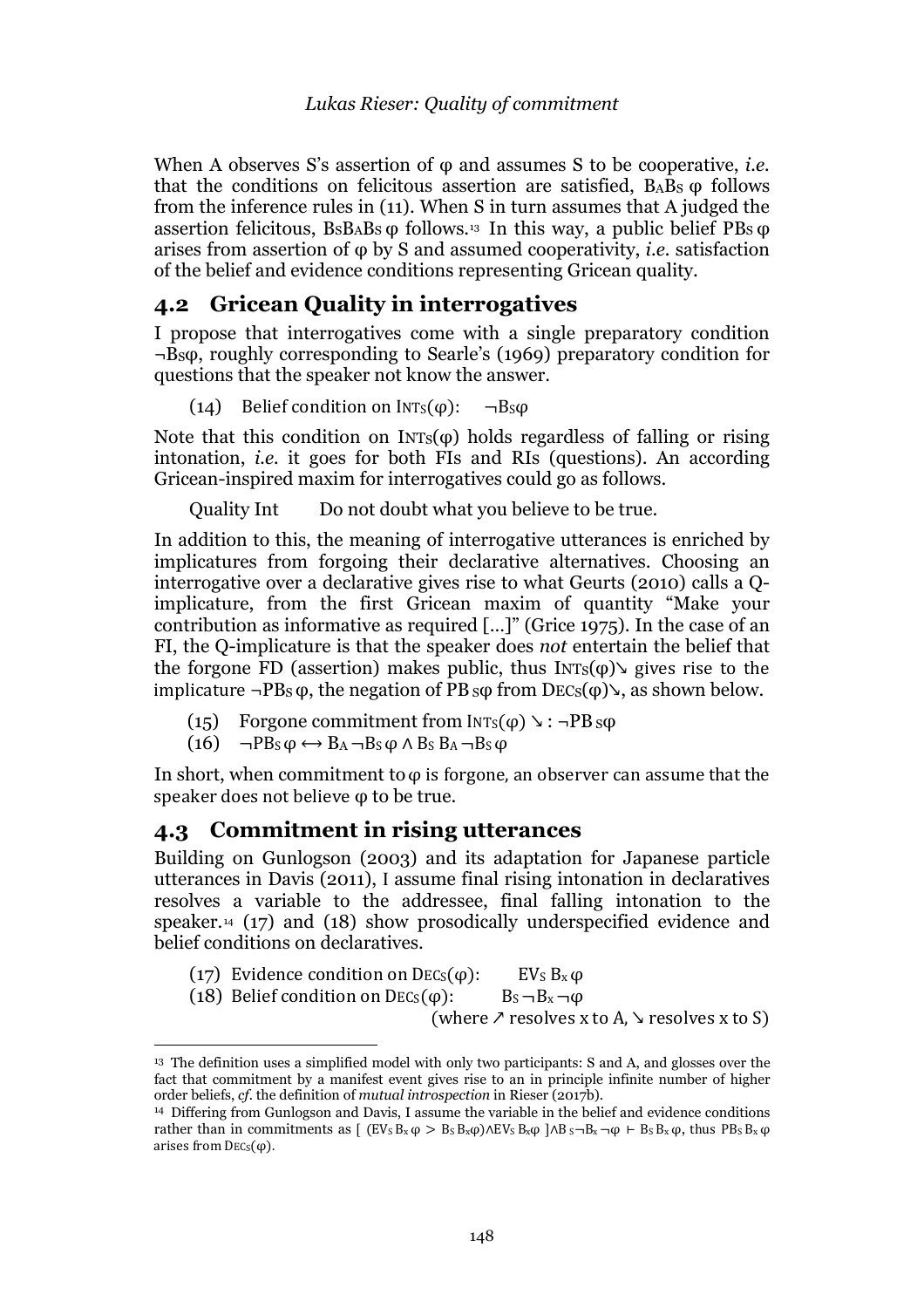When A observes S's assertion of φ and assumes S to be cooperative, *i.e.* that the conditions on felicitous assertion are satisfied, $B_A B_S$ φ follows from the inference rules in (11). When S in turn assumes that A judged the assertion felicitous, $B_S B_A B_S$ φ follows.[13] In this way, a public belief $PB_S$ φ arises from assertion of φ by S and assumed cooperativity, *i.e.* satisfaction of the belief and evidence conditions representing Gricean quality.

## 4.2 Gricean Quality in interrogatives

I propose that interrogatives come with a single preparatory condition $\neg B_S \varphi$, roughly corresponding to Searle's (1969) preparatory condition for questions that the speaker not know the answer.

(14) Belief condition on $\text{INT}_S(\varphi)$: $\neg B_S \varphi$

Note that this condition on $\text{INT}_S(\varphi)$ holds regardless of falling or rising intonation, *i.e.* it goes for both FIs and RIs (questions). An according Gricean-inspired maxim for interrogatives could go as follows.

Quality Int Do not doubt what you believe to be true.

In addition to this, the meaning of interrogative utterances is enriched by implicatures from forgoing their declarative alternatives. Choosing an interrogative over a declarative gives rise to what Geurts (2010) calls a Q-implicature, from the first Gricean maxim of quantity "Make your contribution as informative as required [...]" (Grice 1975). In the case of an FI, the Q-implicature is that the speaker does *not* entertain the belief that the forgone FD (assertion) makes public, thus $\text{INT}_S(\varphi)\searrow$ gives rise to the implicature $\neg PB_S \varphi$, the negation of $PB_S\varphi$ from $\text{DEC}_S(\varphi)\searrow$, as shown below.

(15) Forgone commitment from $\text{INT}_S(\varphi) \searrow : \neg PB_S \varphi$

(16) $\neg PB_S \varphi \leftrightarrow B_A \neg B_S \varphi \wedge B_S B_A \neg B_S \varphi$

In short, when commitment to φ is forgone, an observer can assume that the speaker does not believe φ to be true.

## 4.3 Commitment in rising utterances

Building on Gunlogson (2003) and its adaptation for Japanese particle utterances in Davis (2011), I assume final rising intonation in declaratives resolves a variable to the addressee, final falling intonation to the speaker.[14] (17) and (18) show prosodically underspecified evidence and belief conditions on declaratives.

(17) Evidence condition on $\text{DEC}_S(\varphi)$: $EV_S B_x \varphi$

(18) Belief condition on $\text{DEC}_S(\varphi)$: $B_S \neg B_x \neg \varphi$

(where ↗ resolves x to A, ↘ resolves x to S)

---

[13] The definition uses a simplified model with only two participants: S and A, and glosses over the fact that commitment by a manifest event gives rise to an in principle infinite number of higher order beliefs, *cf.* the definition of *mutual introspection* in Rieser (2017b).

[14] Differing from Gunlogson and Davis, I assume the variable in the belief and evidence conditions rather than in commitments as $[ (EV_S B_x \varphi > B_S B_x \varphi) \wedge EV_S B_x \varphi ] \wedge B_S \neg B_x \neg \varphi \vdash B_S B_x \varphi$, thus $PB_S B_x \varphi$ arises from $\text{DEC}_S(\varphi)$.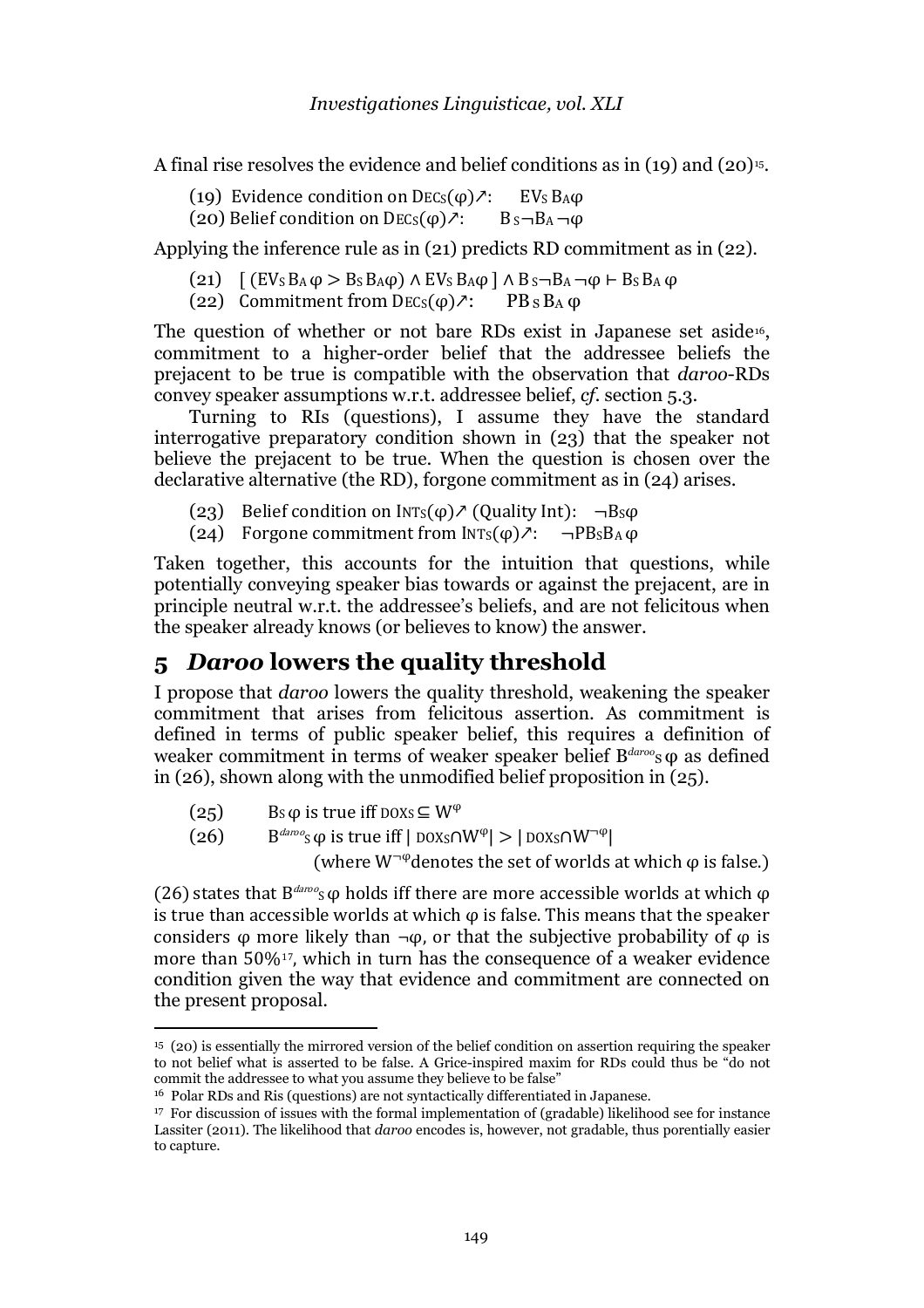A final rise resolves the evidence and belief conditions as in (19) and (20)[15].

(19) Evidence condition on $\text{DEC}_S(\varphi)\nearrow$: $\quad EV_S\, B_A\varphi$

(20) Belief condition on $\text{DEC}_S(\varphi)\nearrow$: $\quad B_S\neg B_A\neg\varphi$

Applying the inference rule as in (21) predicts RD commitment as in (22).

(21) $[\,(EV_S\, B_A\,\varphi > B_S\, B_A\varphi) \wedge EV_S\, B_A\varphi\,] \wedge B_S\neg B_A\neg\varphi \vdash B_S\, B_A\,\varphi$

(22) Commitment from $\text{DEC}_S(\varphi)\nearrow$: $\quad PB_S\, B_A\,\varphi$

The question of whether or not bare RDs exist in Japanese set aside[16], commitment to a higher-order belief that the addressee beliefs the prejacent to be true is compatible with the observation that *daroo*-RDs convey speaker assumptions w.r.t. addressee belief, *cf.* section 5.3.

Turning to RIs (questions), I assume they have the standard interrogative preparatory condition shown in (23) that the speaker not believe the prejacent to be true. When the question is chosen over the declarative alternative (the RD), forgone commitment as in (24) arises.

(23) Belief condition on $\text{INT}_S(\varphi)\nearrow$ (Quality Int): $\quad \neg B_S\varphi$

(24) Forgone commitment from $\text{INT}_S(\varphi)\nearrow$: $\quad \neg PB_S B_A\,\varphi$

Taken together, this accounts for the intuition that questions, while potentially conveying speaker bias towards or against the prejacent, are in principle neutral w.r.t. the addressee's beliefs, and are not felicitous when the speaker already knows (or believes to know) the answer.

## 5 *Daroo* lowers the quality threshold

I propose that *daroo* lowers the quality threshold, weakening the speaker commitment that arises from felicitous assertion. As commitment is defined in terms of public speaker belief, this requires a definition of weaker commitment in terms of weaker speaker belief $B^{daroo}_S\,\varphi$ as defined in (26), shown along with the unmodified belief proposition in (25).

(25) $B_S\,\varphi$ is true iff $\text{DOX}_S \subseteq W^{\varphi}$

(26) $B^{daroo}_S\,\varphi$ is true iff $|\,\text{DOX}_S \cap W^{\varphi}| > |\,\text{DOX}_S \cap W^{\neg\varphi}|$

(where $W^{\neg\varphi}$ denotes the set of worlds at which $\varphi$ is false.)

(26) states that $B^{daroo}_S\,\varphi$ holds iff there are more accessible worlds at which $\varphi$ is true than accessible worlds at which $\varphi$ is false. This means that the speaker considers $\varphi$ more likely than $\neg\varphi$, or that the subjective probability of $\varphi$ is more than 50%[17], which in turn has the consequence of a weaker evidence condition given the way that evidence and commitment are connected on the present proposal.

---

[15] (20) is essentially the mirrored version of the belief condition on assertion requiring the speaker to not belief what is asserted to be false. A Grice-inspired maxim for RDs could thus be "do not commit the addressee to what you assume they believe to be false"

[16] Polar RDs and Ris (questions) are not syntactically differentiated in Japanese.

[17] For discussion of issues with the formal implementation of (gradable) likelihood see for instance Lassiter (2011). The likelihood that *daroo* encodes is, however, not gradable, thus porentially easier to capture.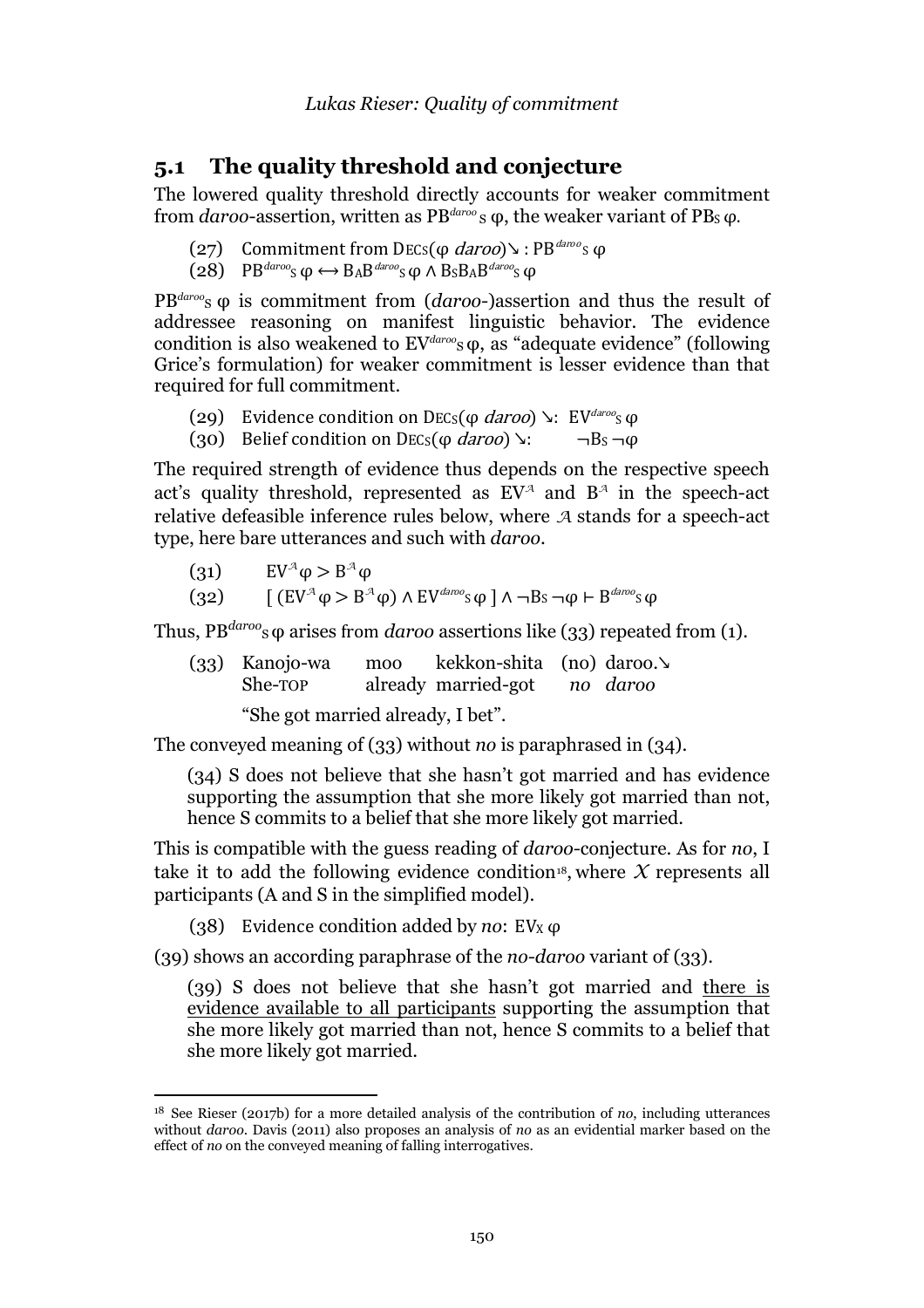## 5.1 The quality threshold and conjecture

The lowered quality threshold directly accounts for weaker commitment from *daroo*-assertion, written as $PB^{daroo}{}_S\,\varphi$, the weaker variant of $PB_S\,\varphi$.

(27) Commitment from $\text{DEC}_S(\varphi\ \textit{daroo})\searrow$ : $PB^{daroo}{}_S\,\varphi$

(28) $PB^{daroo}{}_S\,\varphi \leftrightarrow B_A B^{daroo}{}_S\,\varphi \wedge B_S B_A B^{daroo}{}_S\,\varphi$

$PB^{daroo}{}_S\,\varphi$ is commitment from (*daroo*-)assertion and thus the result of addressee reasoning on manifest linguistic behavior. The evidence condition is also weakened to $EV^{daroo}{}_S\,\varphi$, as "adequate evidence" (following Grice's formulation) for weaker commitment is lesser evidence than that required for full commitment.

(29) Evidence condition on $\text{DEC}_S(\varphi\ \textit{daroo})\searrow$: $EV^{daroo}{}_S\,\varphi$

(30) Belief condition on $\text{DEC}_S(\varphi\ \textit{daroo})\searrow$: $\neg B_S\,\neg\varphi$

The required strength of evidence thus depends on the respective speech act's quality threshold, represented as $EV^{\mathcal{A}}$ and $B^{\mathcal{A}}$ in the speech-act relative defeasible inference rules below, where $\mathcal{A}$ stands for a speech-act type, here bare utterances and such with *daroo*.

(31) $EV^{\mathcal{A}}\varphi > B^{\mathcal{A}}\varphi$

(32) $[\,(EV^{\mathcal{A}}\varphi > B^{\mathcal{A}}\varphi) \wedge EV^{daroo}{}_S\,\varphi\,] \wedge \neg B_S\,\neg\varphi \vdash B^{daroo}{}_S\,\varphi$

Thus, $PB^{daroo}{}_S\,\varphi$ arises from *daroo* assertions like (33) repeated from (1).

(33) Kanojo-wa moo kekkon-shita (no) daroo.↘
She-TOP already married-got *no daroo*
"She got married already, I bet".

The conveyed meaning of (33) without *no* is paraphrased in (34).

> (34) S does not believe that she hasn't got married and has evidence supporting the assumption that she more likely got married than not, hence S commits to a belief that she more likely got married.

This is compatible with the guess reading of *daroo*-conjecture. As for *no*, I take it to add the following evidence condition[18], where $\mathcal{X}$ represents all participants (A and S in the simplified model).

(38) Evidence condition added by *no*: $EV_{\mathcal{X}}\,\varphi$

(39) shows an according paraphrase of the *no-daroo* variant of (33).

> (39) S does not believe that she hasn't got married and <u>there is evidence available to all participants</u> supporting the assumption that she more likely got married than not, hence S commits to a belief that she more likely got married.

[18] See Rieser (2017b) for a more detailed analysis of the contribution of *no*, including utterances without *daroo*. Davis (2011) also proposes an analysis of *no* as an evidential marker based on the effect of *no* on the conveyed meaning of falling interrogatives.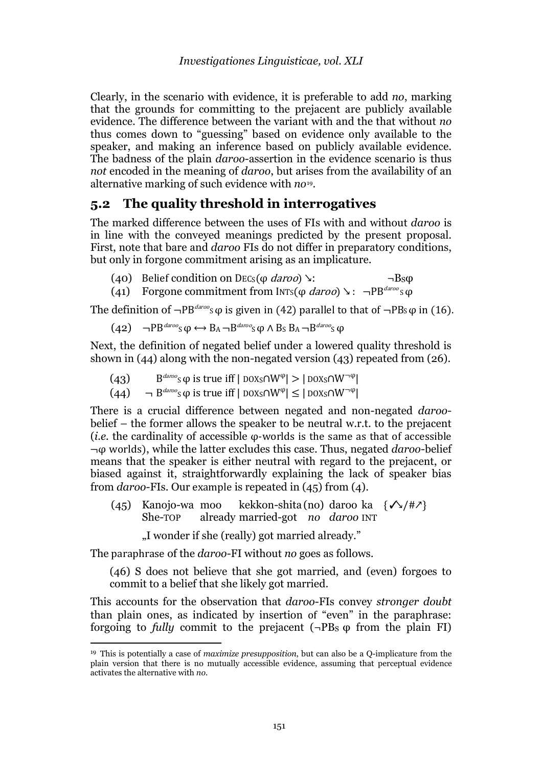Clearly, in the scenario with evidence, it is preferable to add *no*, marking that the grounds for committing to the prejacent are publicly available evidence. The difference between the variant with and the that without *no* thus comes down to "guessing" based on evidence only available to the speaker, and making an inference based on publicly available evidence. The badness of the plain *daroo*-assertion in the evidence scenario is thus *not* encoded in the meaning of *daroo*, but arises from the availability of an alternative marking of such evidence with *no*[19].

## 5.2 The quality threshold in interrogatives

The marked difference between the uses of FIs with and without *daroo* is in line with the conveyed meanings predicted by the present proposal. First, note that bare and *daroo* FIs do not differ in preparatory conditions, but only in forgone commitment arising as an implicature.

(40) Belief condition on $\text{DEC}_S(\varphi\ \textit{daroo})\searrow$: $\neg B_S\varphi$

(41) Forgone commitment from $\text{INT}_S(\varphi\ \textit{daroo})\searrow$: $\neg PB^{daroo}{}_S\,\varphi$

The definition of $\neg PB^{daroo}{}_S\,\varphi$ is given in (42) parallel to that of $\neg PB_S\,\varphi$ in (16).

(42) $\neg PB^{daroo}{}_S\,\varphi \leftrightarrow B_A\neg B^{daroo}{}_S\,\varphi \wedge B_S\,B_A\neg B^{daroo}{}_S\,\varphi$

Next, the definition of negated belief under a lowered quality threshold is shown in (44) along with the non-negated version (43) repeated from (26).

(43) $B^{daroo}{}_S\,\varphi$ is true iff $|\,\text{DOX}_S{\cap}W^{\varphi}| > |\,\text{DOX}_S{\cap}W^{\neg\varphi}|$

(44) $\neg\ B^{daroo}{}_S\,\varphi$ is true iff $|\,\text{DOX}_S{\cap}W^{\varphi}| \leq |\,\text{DOX}_S{\cap}W^{\neg\varphi}|$

There is a crucial difference between negated and non-negated *daroo*-belief – the former allows the speaker to be neutral w.r.t. to the prejacent (*i.e.* the cardinality of accessible φ-worlds is the same as that of accessible ¬φ worlds), while the latter excludes this case. Thus, negated *daroo*-belief means that the speaker is either neutral with regard to the prejacent, or biased against it, straightforwardly explaining the lack of speaker bias from *daroo*-FIs. Our example is repeated in (45) from (4).

(45) Kanojo-wa moo kekkon-shita (no) daroo ka {✓↘/#↗}
She-TOP already married-got *no* *daroo* INT

„I wonder if she (really) got married already."

The paraphrase of the *daroo*-FI without *no* goes as follows.

(46) S does not believe that she got married, and (even) forgoes to commit to a belief that she likely got married.

This accounts for the observation that *daroo*-FIs convey *stronger doubt* than plain ones, as indicated by insertion of "even" in the paraphrase: forgoing to *fully* commit to the prejacent ($\neg PB_S\ \varphi$ from the plain FI)

[19] This is potentially a case of *maximize presupposition*, but can also be a Q-implicature from the plain version that there is no mutually accessible evidence, assuming that perceptual evidence activates the alternative with *no*.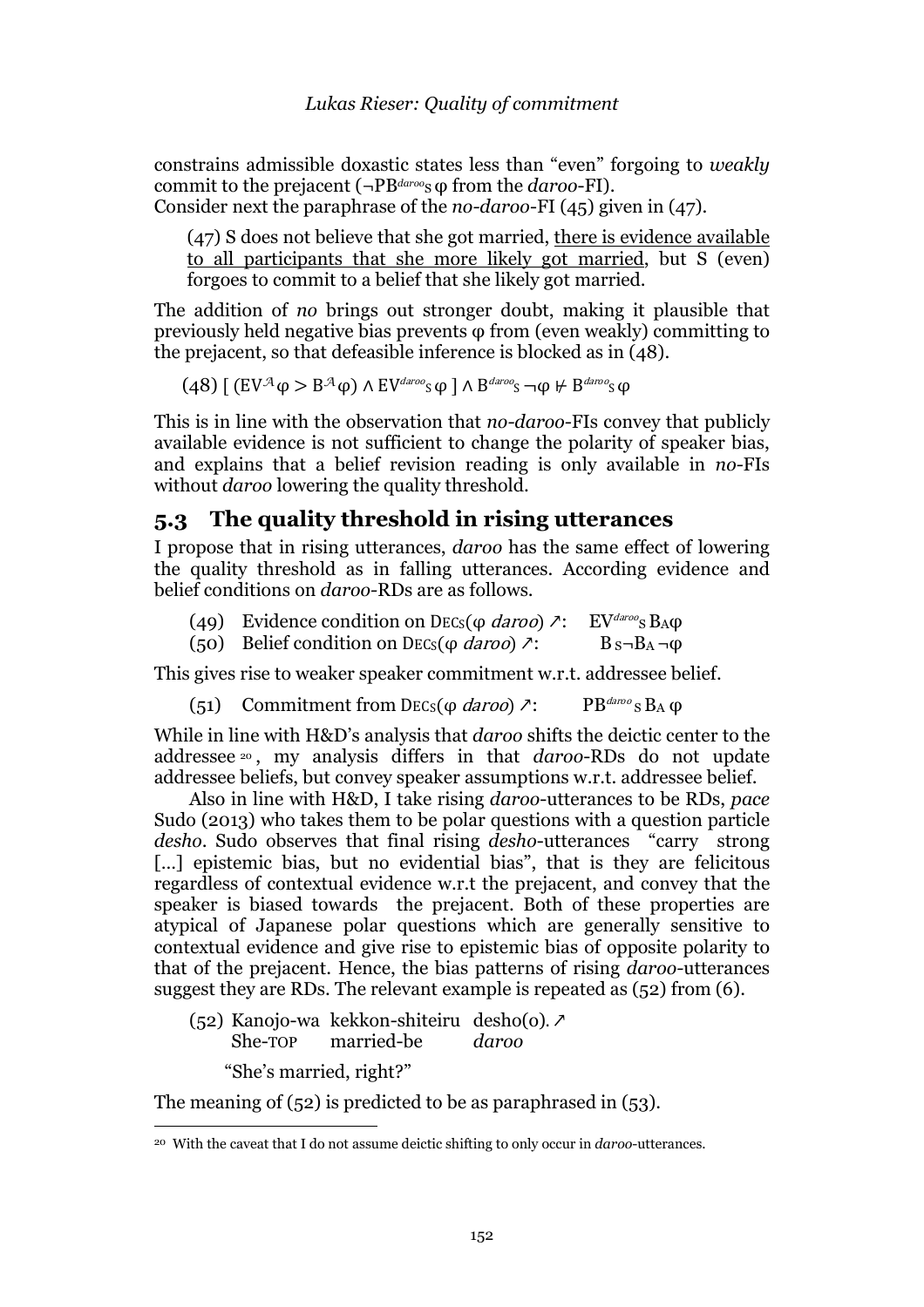constrains admissible doxastic states less than "even" forgoing to *weakly* commit to the prejacent ($\neg PB^{daroo}_S\,\varphi$ from the *daroo*-FI).
Consider next the paraphrase of the *no-daroo*-FI (45) given in (47).

> (47) S does not believe that she got married, there is evidence available to all participants that she more likely got married, but S (even) forgoes to commit to a belief that she likely got married.

The addition of *no* brings out stronger doubt, making it plausible that previously held negative bias prevents φ from (even weakly) committing to the prejacent, so that defeasible inference is blocked as in (48).

(48) $[\,(EV^{\mathcal{A}}\varphi > B^{\mathcal{A}}\varphi) \wedge EV^{daroo}_S\,\varphi\,] \wedge B^{daroo}_S\,\neg\varphi \nvdash B^{daroo}_S\,\varphi$

This is in line with the observation that *no-daroo*-FIs convey that publicly available evidence is not sufficient to change the polarity of speaker bias, and explains that a belief revision reading is only available in *no*-FIs without *daroo* lowering the quality threshold.

## 5.3 The quality threshold in rising utterances

I propose that in rising utterances, *daroo* has the same effect of lowering the quality threshold as in falling utterances. According evidence and belief conditions on *daroo*-RDs are as follows.

(49) Evidence condition on $\mathrm{DEC}_S$(φ *daroo*) ↗: $EV^{daroo}_S\,B_A\varphi$

(50) Belief condition on $\mathrm{DEC}_S$(φ *daroo*) ↗: $B_S\neg B_A\neg\varphi$

This gives rise to weaker speaker commitment w.r.t. addressee belief.

(51) Commitment from $\mathrm{DEC}_S$(φ *daroo*) ↗: $PB^{daroo}_S\,B_A\,\varphi$

While in line with H&D's analysis that *daroo* shifts the deictic center to the addressee[20], my analysis differs in that *daroo*-RDs do not update addressee beliefs, but convey speaker assumptions w.r.t. addressee belief.

Also in line with H&D, I take rising *daroo*-utterances to be RDs, *pace* Sudo (2013) who takes them to be polar questions with a question particle *desho*. Sudo observes that final rising *desho*-utterances "carry strong [...] epistemic bias, but no evidential bias", that is they are felicitous regardless of contextual evidence w.r.t the prejacent, and convey that the speaker is biased towards the prejacent. Both of these properties are atypical of Japanese polar questions which are generally sensitive to contextual evidence and give rise to epistemic bias of opposite polarity to that of the prejacent. Hence, the bias patterns of rising *daroo*-utterances suggest they are RDs. The relevant example is repeated as (52) from (6).

(52) Kanojo-wa kekkon-shiteiru desho(o).↗
She-TOP married-be *daroo*
"She's married, right?"

The meaning of (52) is predicted to be as paraphrased in (53).

[20] With the caveat that I do not assume deictic shifting to only occur in *daroo*-utterances.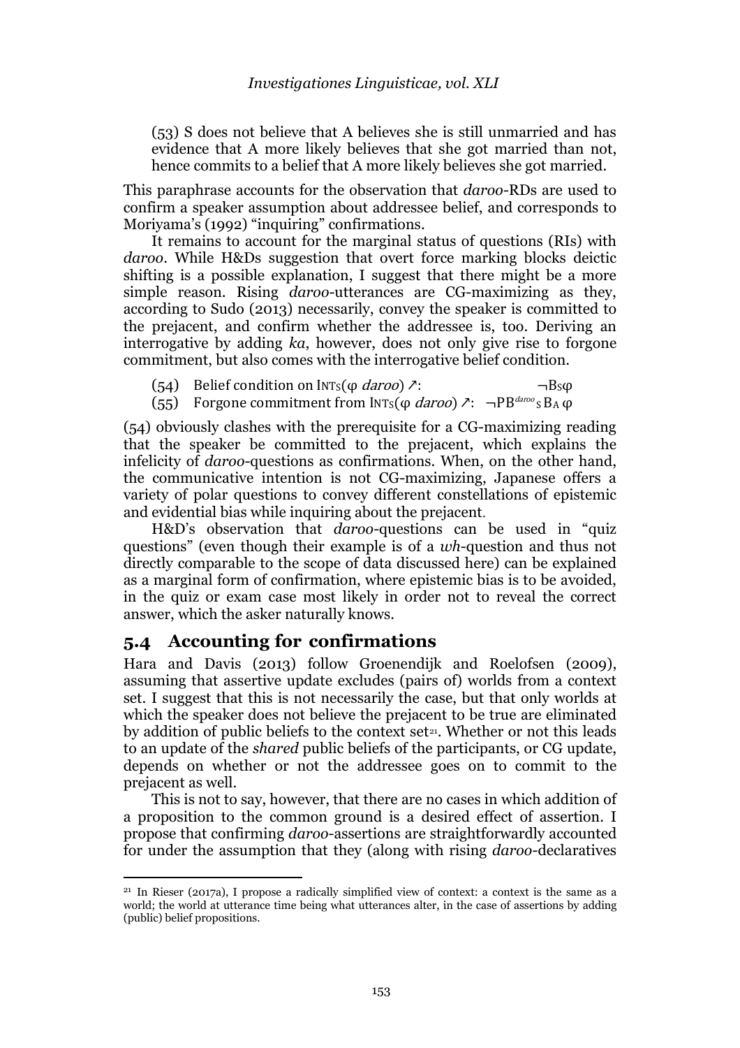(53) S does not believe that A believes she is still unmarried and has evidence that A more likely believes that she got married than not, hence commits to a belief that A more likely believes she got married.

This paraphrase accounts for the observation that *daroo*-RDs are used to confirm a speaker assumption about addressee belief, and corresponds to Moriyama's (1992) "inquiring" confirmations.

It remains to account for the marginal status of questions (RIs) with *daroo*. While H&Ds suggestion that overt force marking blocks deictic shifting is a possible explanation, I suggest that there might be a more simple reason. Rising *daroo*-utterances are CG-maximizing as they, according to Sudo (2013) necessarily, convey the speaker is committed to the prejacent, and confirm whether the addressee is, too. Deriving an interrogative by adding *ka*, however, does not only give rise to forgone commitment, but also comes with the interrogative belief condition.

(54) Belief condition on $\text{INT}_S(\varphi\ \textit{daroo})\nearrow$: $\neg B_S\varphi$

(55) Forgone commitment from $\text{INT}_S(\varphi\ \textit{daroo})\nearrow$: $\neg PB^{daroo}{}_S B_A\ \varphi$

(54) obviously clashes with the prerequisite for a CG-maximizing reading that the speaker be committed to the prejacent, which explains the infelicity of *daroo*-questions as confirmations. When, on the other hand, the communicative intention is not CG-maximizing, Japanese offers a variety of polar questions to convey different constellations of epistemic and evidential bias while inquiring about the prejacent.

H&D's observation that *daroo*-questions can be used in "quiz questions" (even though their example is of a *wh*-question and thus not directly comparable to the scope of data discussed here) can be explained as a marginal form of confirmation, where epistemic bias is to be avoided, in the quiz or exam case most likely in order not to reveal the correct answer, which the asker naturally knows.

## 5.4 Accounting for confirmations

Hara and Davis (2013) follow Groenendijk and Roelofsen (2009), assuming that assertive update excludes (pairs of) worlds from a context set. I suggest that this is not necessarily the case, but that only worlds at which the speaker does not believe the prejacent to be true are eliminated by addition of public beliefs to the context set[21]. Whether or not this leads to an update of the *shared* public beliefs of the participants, or CG update, depends on whether or not the addressee goes on to commit to the prejacent as well.

This is not to say, however, that there are no cases in which addition of a proposition to the common ground is a desired effect of assertion. I propose that confirming *daroo*-assertions are straightforwardly accounted for under the assumption that they (along with rising *daroo*-declaratives

[21] In Rieser (2017a), I propose a radically simplified view of context: a context is the same as a world; the world at utterance time being what utterances alter, in the case of assertions by adding (public) belief propositions.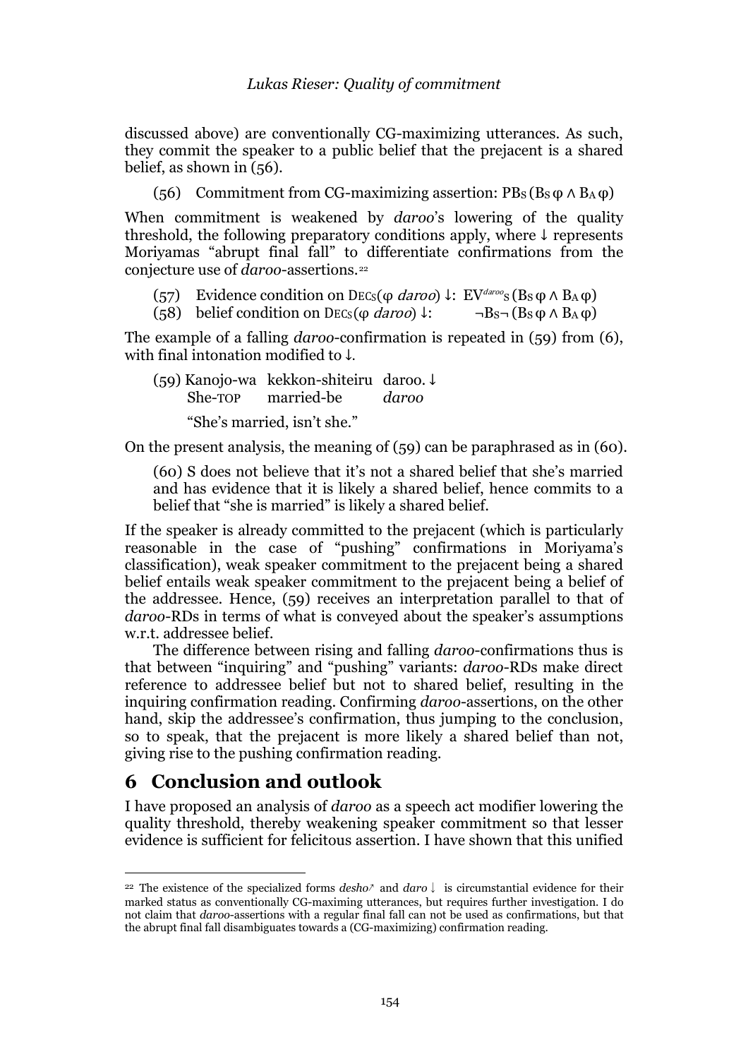discussed above) are conventionally CG-maximizing utterances. As such, they commit the speaker to a public belief that the prejacent is a shared belief, as shown in (56).

(56) Commitment from CG-maximizing assertion: $PB_S(B_S\,\varphi \wedge B_A\,\varphi)$

When commitment is weakened by *daroo*'s lowering of the quality threshold, the following preparatory conditions apply, where ↓ represents Moriyamas "abrupt final fall" to differentiate confirmations from the conjecture use of *daroo*-assertions.[22]

(57) Evidence condition on $\text{DEC}_S(\varphi$ *daroo*$)$ ↓: $EV^{daroo}_S(B_S\,\varphi \wedge B_A\,\varphi)$

(58) belief condition on $\text{DEC}_S(\varphi$ *daroo*$)$ ↓: $\neg B_S \neg (B_S\,\varphi \wedge B_A\,\varphi)$

The example of a falling *daroo*-confirmation is repeated in (59) from (6), with final intonation modified to ↓.

(59) Kanojo-wa kekkon-shiteiru daroo. ↓
She-TOP married-be *daroo*
"She's married, isn't she."

On the present analysis, the meaning of (59) can be paraphrased as in (60).

(60) S does not believe that it's not a shared belief that she's married and has evidence that it is likely a shared belief, hence commits to a belief that "she is married" is likely a shared belief.

If the speaker is already committed to the prejacent (which is particularly reasonable in the case of "pushing" confirmations in Moriyama's classification), weak speaker commitment to the prejacent being a shared belief entails weak speaker commitment to the prejacent being a belief of the addressee. Hence, (59) receives an interpretation parallel to that of *daroo*-RDs in terms of what is conveyed about the speaker's assumptions w.r.t. addressee belief.

The difference between rising and falling *daroo*-confirmations thus is that between "inquiring" and "pushing" variants: *daroo*-RDs make direct reference to addressee belief but not to shared belief, resulting in the inquiring confirmation reading. Confirming *daroo*-assertions, on the other hand, skip the addressee's confirmation, thus jumping to the conclusion, so to speak, that the prejacent is more likely a shared belief than not, giving rise to the pushing confirmation reading.

## 6 Conclusion and outlook

I have proposed an analysis of *daroo* as a speech act modifier lowering the quality threshold, thereby weakening speaker commitment so that lesser evidence is sufficient for felicitous assertion. I have shown that this unified

[22] The existence of the specialized forms *desho*↗ and *daro*↓ is circumstantial evidence for their marked status as conventionally CG-maximing utterances, but requires further investigation. I do not claim that *daroo*-assertions with a regular final fall can not be used as confirmations, but that the abrupt final fall disambiguates towards a (CG-maximizing) confirmation reading.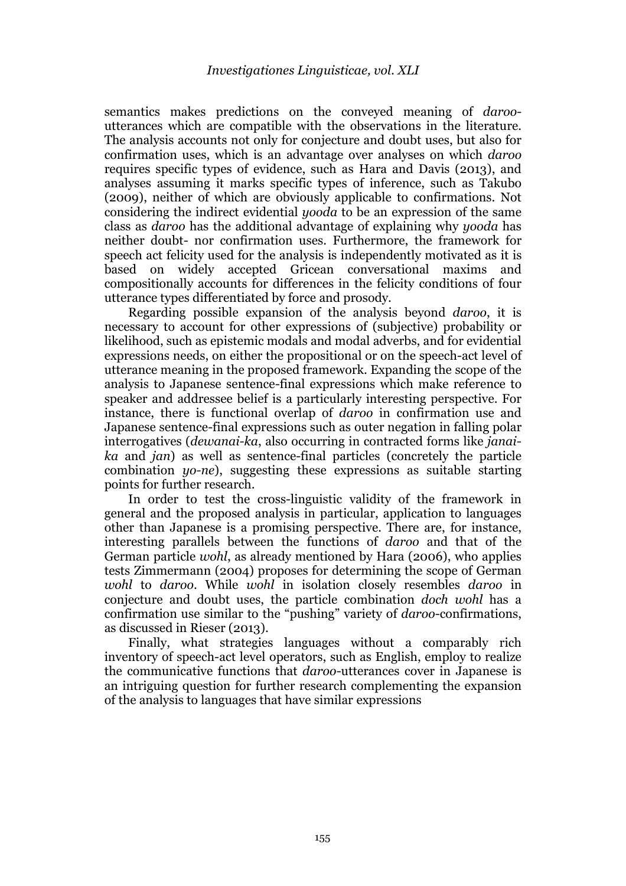semantics makes predictions on the conveyed meaning of *daroo*-utterances which are compatible with the observations in the literature. The analysis accounts not only for conjecture and doubt uses, but also for confirmation uses, which is an advantage over analyses on which *daroo* requires specific types of evidence, such as Hara and Davis (2013), and analyses assuming it marks specific types of inference, such as Takubo (2009), neither of which are obviously applicable to confirmations. Not considering the indirect evidential *yooda* to be an expression of the same class as *daroo* has the additional advantage of explaining why *yooda* has neither doubt- nor confirmation uses. Furthermore, the framework for speech act felicity used for the analysis is independently motivated as it is based on widely accepted Gricean conversational maxims and compositionally accounts for differences in the felicity conditions of four utterance types differentiated by force and prosody.

Regarding possible expansion of the analysis beyond *daroo*, it is necessary to account for other expressions of (subjective) probability or likelihood, such as epistemic modals and modal adverbs, and for evidential expressions needs, on either the propositional or on the speech-act level of utterance meaning in the proposed framework. Expanding the scope of the analysis to Japanese sentence-final expressions which make reference to speaker and addressee belief is a particularly interesting perspective. For instance, there is functional overlap of *daroo* in confirmation use and Japanese sentence-final expressions such as outer negation in falling polar interrogatives (*dewanai-ka*, also occurring in contracted forms like *janai-ka* and *jan*) as well as sentence-final particles (concretely the particle combination *yo-ne*), suggesting these expressions as suitable starting points for further research.

In order to test the cross-linguistic validity of the framework in general and the proposed analysis in particular, application to languages other than Japanese is a promising perspective. There are, for instance, interesting parallels between the functions of *daroo* and that of the German particle *wohl*, as already mentioned by Hara (2006), who applies tests Zimmermann (2004) proposes for determining the scope of German *wohl* to *daroo*. While *wohl* in isolation closely resembles *daroo* in conjecture and doubt uses, the particle combination *doch wohl* has a confirmation use similar to the "pushing" variety of *daroo*-confirmations, as discussed in Rieser (2013).

Finally, what strategies languages without a comparably rich inventory of speech-act level operators, such as English, employ to realize the communicative functions that *daroo*-utterances cover in Japanese is an intriguing question for further research complementing the expansion of the analysis to languages that have similar expressions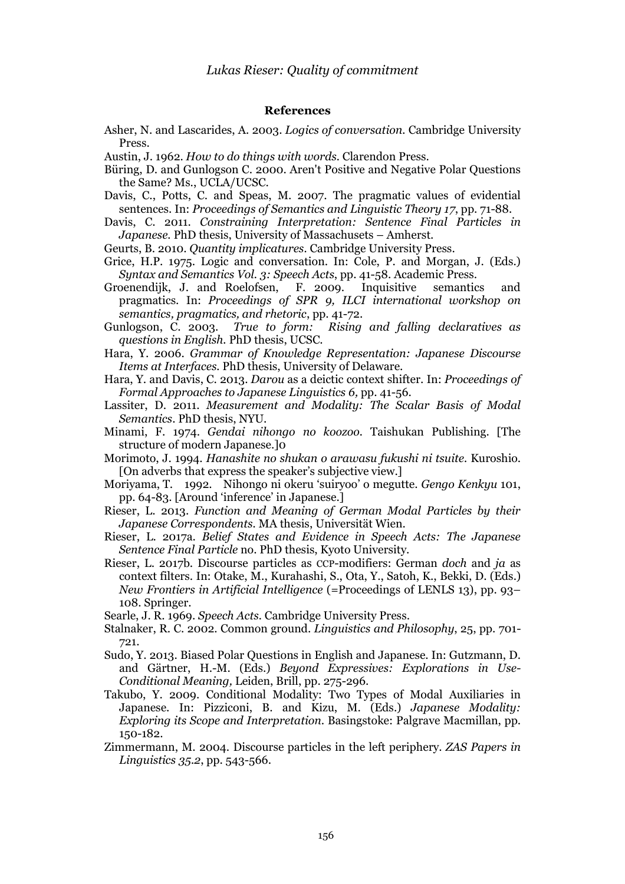### References

Asher, N. and Lascarides, A. 2003. *Logics of conversation*. Cambridge University Press.

Austin, J. 1962. *How to do things with words*. Clarendon Press.

Büring, D. and Gunlogson C. 2000. Aren't Positive and Negative Polar Questions the Same? Ms., UCLA/UCSC.

Davis, C., Potts, C. and Speas, M. 2007. The pragmatic values of evidential sentences. In: *Proceedings of Semantics and Linguistic Theory 17*, pp. 71-88.

Davis, C. 2011. *Constraining Interpretation: Sentence Final Particles in Japanese*. PhD thesis, University of Massachusets – Amherst.

Geurts, B. 2010. *Quantity implicatures*. Cambridge University Press.

Grice, H.P. 1975. Logic and conversation. In: Cole, P. and Morgan, J. (Eds.) *Syntax and Semantics Vol. 3: Speech Acts*, pp. 41-58. Academic Press.

Groenendijk, J. and Roelofsen, F. 2009. Inquisitive semantics and pragmatics. In: *Proceedings of SPR 9, ILCI international workshop on semantics, pragmatics, and rhetoric*, pp. 41-72.

Gunlogson, C. 2003. *True to form: Rising and falling declaratives as questions in English*. PhD thesis, UCSC.

Hara, Y. 2006. *Grammar of Knowledge Representation: Japanese Discourse Items at Interfaces*. PhD thesis, University of Delaware.

Hara, Y. and Davis, C. 2013. *Darou* as a deictic context shifter. In: *Proceedings of Formal Approaches to Japanese Linguistics 6,* pp. 41-56.

Lassiter, D. 2011. *Measurement and Modality: The Scalar Basis of Modal Semantics*. PhD thesis, NYU.

Minami, F. 1974. *Gendai nihongo no koozoo*. Taishukan Publishing. [The structure of modern Japanese.]0

Morimoto, J. 1994. *Hanashite no shukan o arawasu fukushi ni tsuite*. Kuroshio. [On adverbs that express the speaker's subjective view.]

Moriyama, T. 1992. Nihongo ni okeru 'suiryoo' o megutte. *Gengo Kenkyu* 101, pp. 64-83. [Around 'inference' in Japanese.]

Rieser, L. 2013. *Function and Meaning of German Modal Particles by their Japanese Correspondents*. MA thesis, Universität Wien.

Rieser, L. 2017a. *Belief States and Evidence in Speech Acts: The Japanese Sentence Final Particle* no. PhD thesis, Kyoto University.

Rieser, L. 2017b. Discourse particles as CCP-modifiers: German *doch* and *ja* as context filters. In: Otake, M., Kurahashi, S., Ota, Y., Satoh, K., Bekki, D. (Eds.) *New Frontiers in Artificial Intelligence* (=Proceedings of LENLS 13), pp. 93–108. Springer.

Searle, J. R. 1969. *Speech Acts*. Cambridge University Press.

Stalnaker, R. C. 2002. Common ground. *Linguistics and Philosophy*, 25, pp. 701-721.

Sudo, Y. 2013. Biased Polar Questions in English and Japanese. In: Gutzmann, D. and Gärtner, H.-M. (Eds.) *Beyond Expressives: Explorations in Use-Conditional Meaning,* Leiden, Brill, pp. 275-296.

Takubo, Y. 2009. Conditional Modality: Two Types of Modal Auxiliaries in Japanese. In: Pizziconi, B. and Kizu, M. (Eds.) *Japanese Modality: Exploring its Scope and Interpretation*. Basingstoke: Palgrave Macmillan, pp. 150-182.

Zimmermann, M. 2004. Discourse particles in the left periphery. *ZAS Papers in Linguistics 35.2*, pp. 543-566.